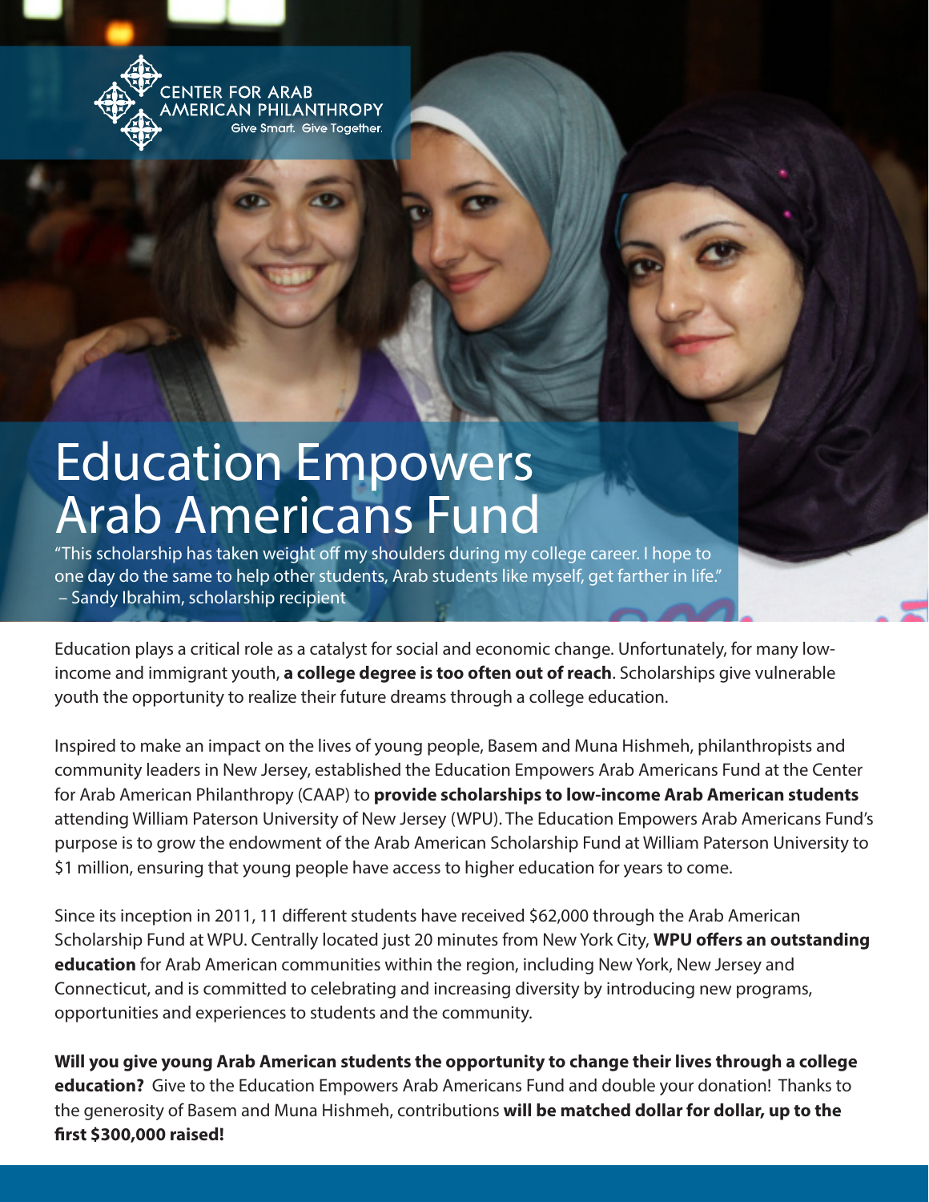CENTER FOR ARAB AMERICAN PHILANTHROPY
Give Smart. Give Together.

# Education Empowers Arab Americans Fund

"This scholarship has taken weight off my shoulders during my college career. I hope to one day do the same to help other students, Arab students like myself, get farther in life."
– Sandy Ibrahim, scholarship recipient

Education plays a critical role as a catalyst for social and economic change. Unfortunately, for many low-income and immigrant youth, **a college degree is too often out of reach**. Scholarships give vulnerable youth the opportunity to realize their future dreams through a college education.

Inspired to make an impact on the lives of young people, Basem and Muna Hishmeh, philanthropists and community leaders in New Jersey, established the Education Empowers Arab Americans Fund at the Center for Arab American Philanthropy (CAAP) to **provide scholarships to low-income Arab American students** attending William Paterson University of New Jersey (WPU). The Education Empowers Arab Americans Fund's purpose is to grow the endowment of the Arab American Scholarship Fund at William Paterson University to $1 million, ensuring that young people have access to higher education for years to come.

Since its inception in 2011, 11 different students have received $62,000 through the Arab American Scholarship Fund at WPU. Centrally located just 20 minutes from New York City, **WPU offers an outstanding education** for Arab American communities within the region, including New York, New Jersey and Connecticut, and is committed to celebrating and increasing diversity by introducing new programs, opportunities and experiences to students and the community.

**Will you give young Arab American students the opportunity to change their lives through a college education?** Give to the Education Empowers Arab Americans Fund and double your donation! Thanks to the generosity of Basem and Muna Hishmeh, contributions **will be matched dollar for dollar, up to the first $300,000 raised!**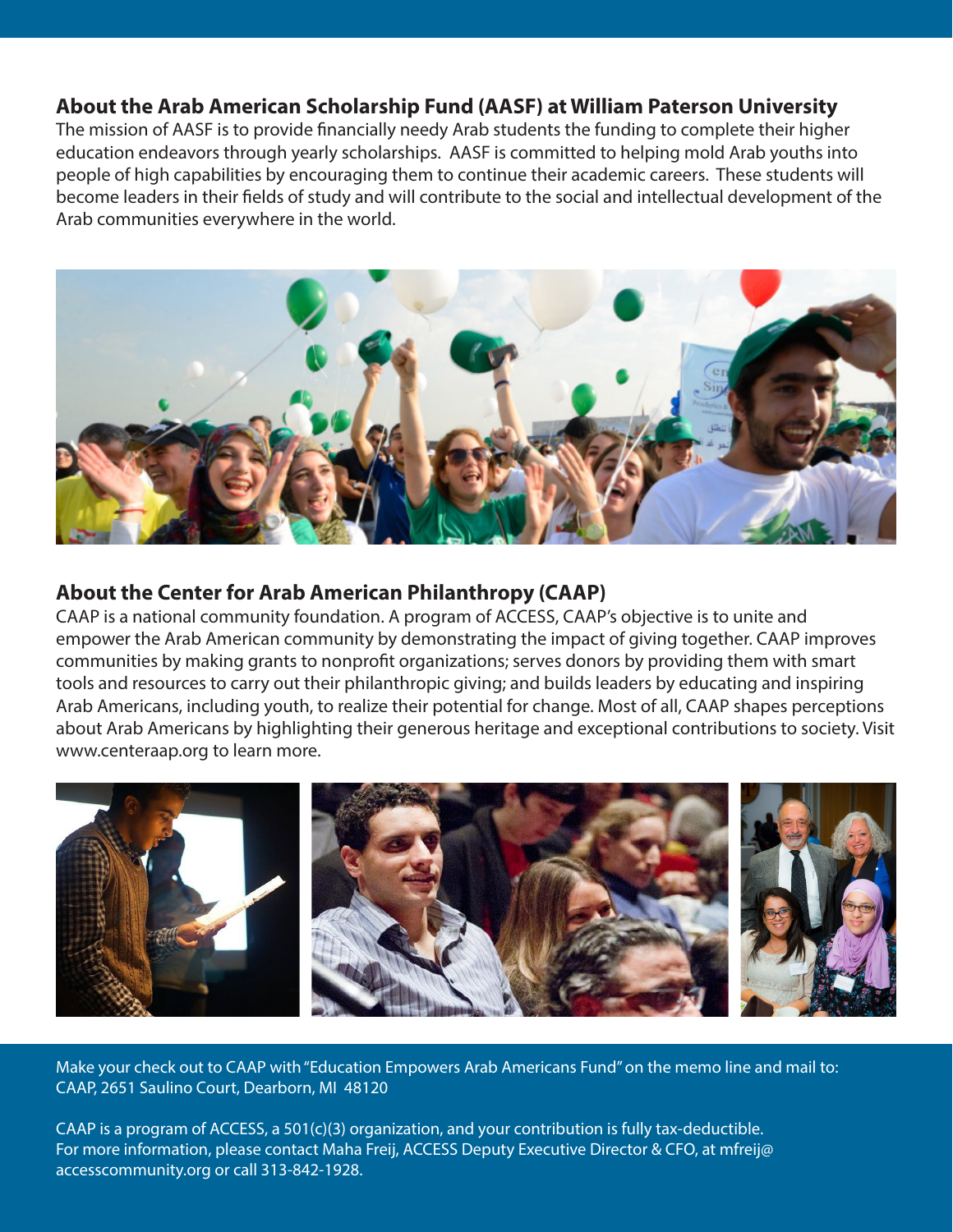## About the Arab American Scholarship Fund (AASF) at William Paterson University

The mission of AASF is to provide financially needy Arab students the funding to complete their higher education endeavors through yearly scholarships. AASF is committed to helping mold Arab youths into people of high capabilities by encouraging them to continue their academic careers. These students will become leaders in their fields of study and will contribute to the social and intellectual development of the Arab communities everywhere in the world.

## About the Center for Arab American Philanthropy (CAAP)

CAAP is a national community foundation. A program of ACCESS, CAAP's objective is to unite and empower the Arab American community by demonstrating the impact of giving together. CAAP improves communities by making grants to nonprofit organizations; serves donors by providing them with smart tools and resources to carry out their philanthropic giving; and builds leaders by educating and inspiring Arab Americans, including youth, to realize their potential for change. Most of all, CAAP shapes perceptions about Arab Americans by highlighting their generous heritage and exceptional contributions to society. Visit www.centeraap.org to learn more.

Make your check out to CAAP with "Education Empowers Arab Americans Fund" on the memo line and mail to: CAAP, 2651 Saulino Court, Dearborn, MI 48120

CAAP is a program of ACCESS, a 501(c)(3) organization, and your contribution is fully tax-deductible. For more information, please contact Maha Freij, ACCESS Deputy Executive Director & CFO, at mfreij@accesscommunity.org or call 313-842-1928.